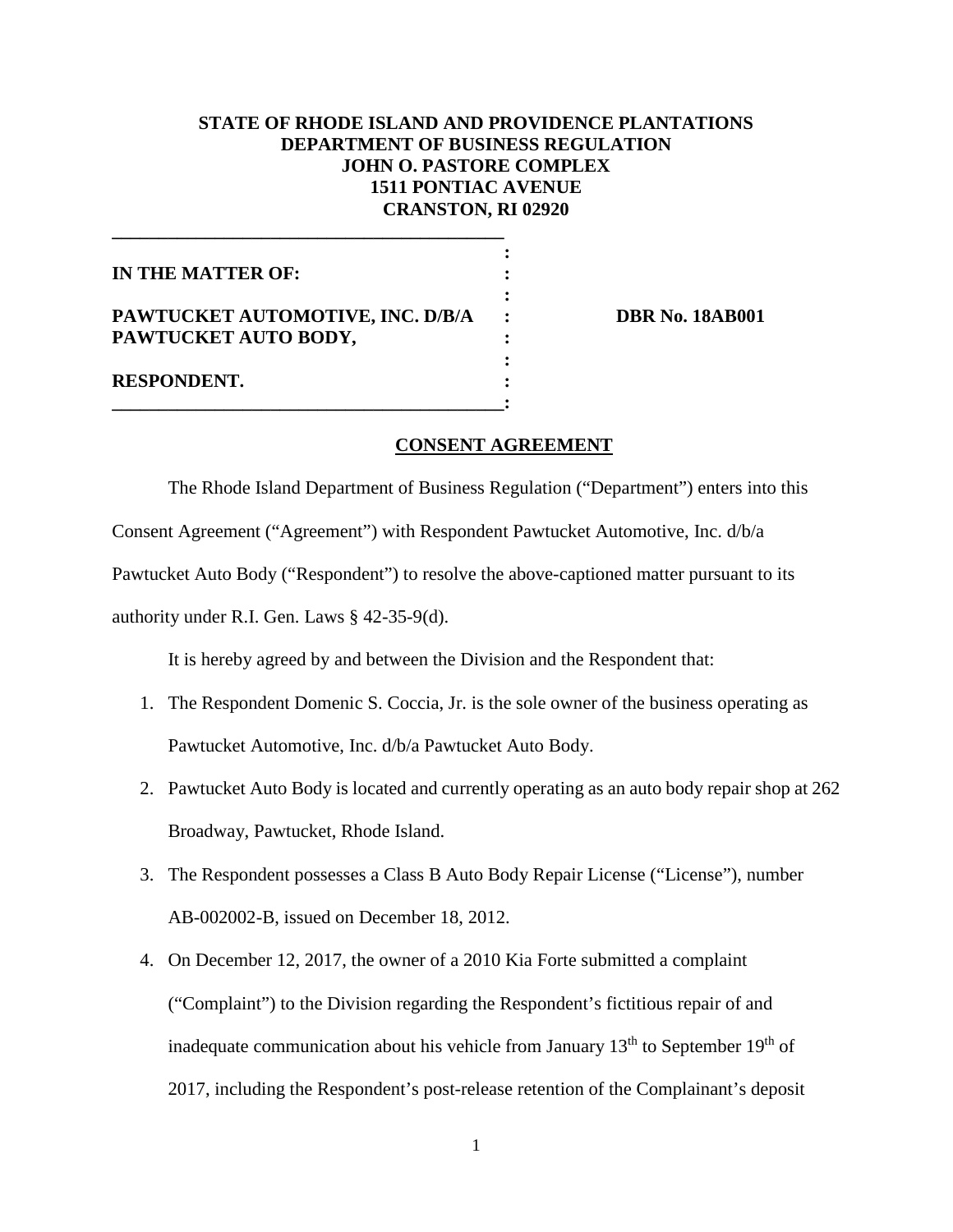**STATE OF RHODE ISLAND AND PROVIDENCE PLANTATIONS**
**DEPARTMENT OF BUSINESS REGULATION**
**JOHN O. PASTORE COMPLEX**
**1511 PONTIAC AVENUE**
**CRANSTON, RI 02920**

| | | |
|---|---|---|
| **IN THE MATTER OF:** | : | |
| **PAWTUCKET AUTOMOTIVE, INC. D/B/A PAWTUCKET AUTO BODY,** | : | **DBR No. 18AB001** |
| **RESPONDENT.** | : | |

## CONSENT AGREEMENT

The Rhode Island Department of Business Regulation ("Department") enters into this Consent Agreement ("Agreement") with Respondent Pawtucket Automotive, Inc. d/b/a Pawtucket Auto Body ("Respondent") to resolve the above-captioned matter pursuant to its authority under R.I. Gen. Laws § 42-35-9(d).

It is hereby agreed by and between the Division and the Respondent that:

1. The Respondent Domenic S. Coccia, Jr. is the sole owner of the business operating as Pawtucket Automotive, Inc. d/b/a Pawtucket Auto Body.
2. Pawtucket Auto Body is located and currently operating as an auto body repair shop at 262 Broadway, Pawtucket, Rhode Island.
3. The Respondent possesses a Class B Auto Body Repair License ("License"), number AB-002002-B, issued on December 18, 2012.
4. On December 12, 2017, the owner of a 2010 Kia Forte submitted a complaint ("Complaint") to the Division regarding the Respondent's fictitious repair of and inadequate communication about his vehicle from January 13th to September 19th of 2017, including the Respondent's post-release retention of the Complainant's deposit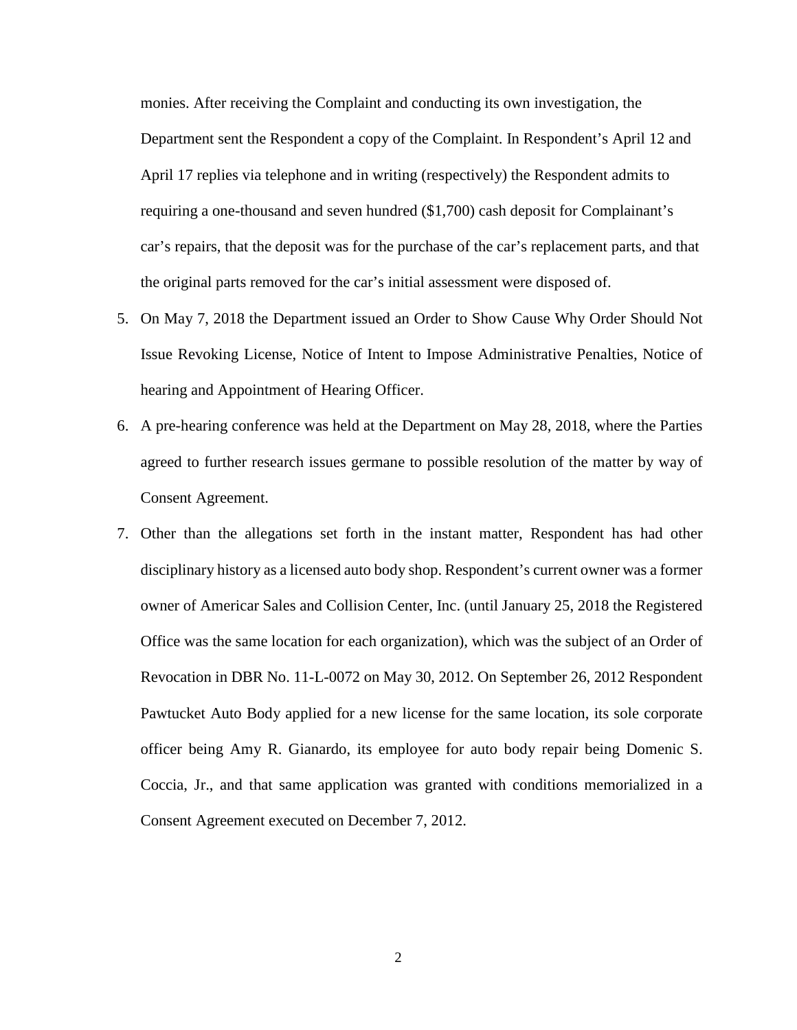monies. After receiving the Complaint and conducting its own investigation, the Department sent the Respondent a copy of the Complaint. In Respondent's April 12 and April 17 replies via telephone and in writing (respectively) the Respondent admits to requiring a one-thousand and seven hundred ($1,700) cash deposit for Complainant's car's repairs, that the deposit was for the purchase of the car's replacement parts, and that the original parts removed for the car's initial assessment were disposed of.

5. On May 7, 2018 the Department issued an Order to Show Cause Why Order Should Not Issue Revoking License, Notice of Intent to Impose Administrative Penalties, Notice of hearing and Appointment of Hearing Officer.
6. A pre-hearing conference was held at the Department on May 28, 2018, where the Parties agreed to further research issues germane to possible resolution of the matter by way of Consent Agreement.
7. Other than the allegations set forth in the instant matter, Respondent has had other disciplinary history as a licensed auto body shop. Respondent's current owner was a former owner of Americar Sales and Collision Center, Inc. (until January 25, 2018 the Registered Office was the same location for each organization), which was the subject of an Order of Revocation in DBR No. 11-L-0072 on May 30, 2012. On September 26, 2012 Respondent Pawtucket Auto Body applied for a new license for the same location, its sole corporate officer being Amy R. Gianardo, its employee for auto body repair being Domenic S. Coccia, Jr., and that same application was granted with conditions memorialized in a Consent Agreement executed on December 7, 2012.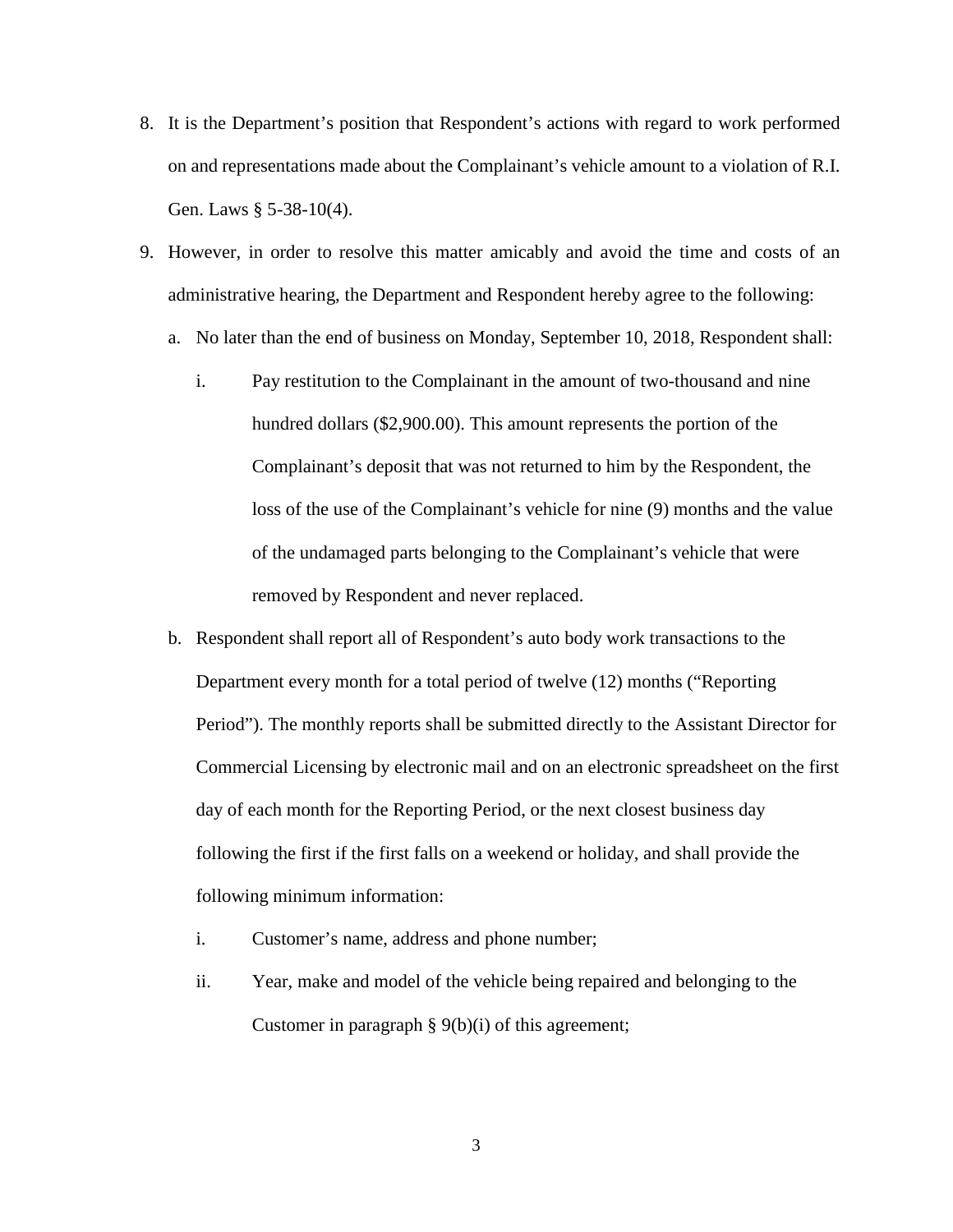8. It is the Department's position that Respondent's actions with regard to work performed on and representations made about the Complainant's vehicle amount to a violation of R.I. Gen. Laws § 5-38-10(4).
9. However, in order to resolve this matter amicably and avoid the time and costs of an administrative hearing, the Department and Respondent hereby agree to the following:
   a. No later than the end of business on Monday, September 10, 2018, Respondent shall:
      i. Pay restitution to the Complainant in the amount of two-thousand and nine hundred dollars ($2,900.00). This amount represents the portion of the Complainant's deposit that was not returned to him by the Respondent, the loss of the use of the Complainant's vehicle for nine (9) months and the value of the undamaged parts belonging to the Complainant's vehicle that were removed by Respondent and never replaced.
   b. Respondent shall report all of Respondent's auto body work transactions to the Department every month for a total period of twelve (12) months ("Reporting Period"). The monthly reports shall be submitted directly to the Assistant Director for Commercial Licensing by electronic mail and on an electronic spreadsheet on the first day of each month for the Reporting Period, or the next closest business day following the first if the first falls on a weekend or holiday, and shall provide the following minimum information:
      i. Customer's name, address and phone number;
      ii. Year, make and model of the vehicle being repaired and belonging to the Customer in paragraph § 9(b)(i) of this agreement;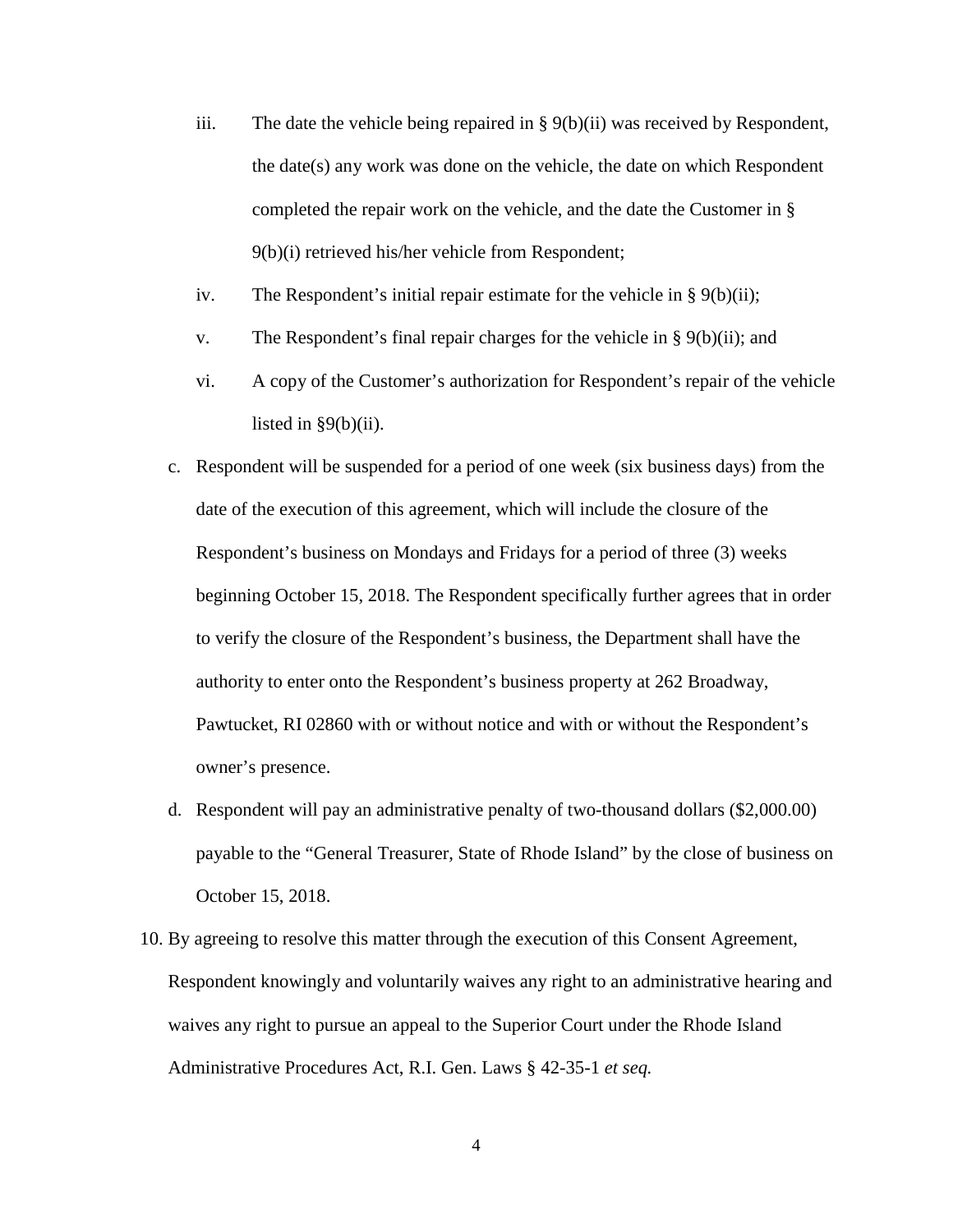iii. The date the vehicle being repaired in § 9(b)(ii) was received by Respondent, the date(s) any work was done on the vehicle, the date on which Respondent completed the repair work on the vehicle, and the date the Customer in § 9(b)(i) retrieved his/her vehicle from Respondent;

   iv. The Respondent's initial repair estimate for the vehicle in § 9(b)(ii);

   v. The Respondent's final repair charges for the vehicle in § 9(b)(ii); and

   vi. A copy of the Customer's authorization for Respondent's repair of the vehicle listed in §9(b)(ii).

c. Respondent will be suspended for a period of one week (six business days) from the date of the execution of this agreement, which will include the closure of the Respondent's business on Mondays and Fridays for a period of three (3) weeks beginning October 15, 2018. The Respondent specifically further agrees that in order to verify the closure of the Respondent's business, the Department shall have the authority to enter onto the Respondent's business property at 262 Broadway, Pawtucket, RI 02860 with or without notice and with or without the Respondent's owner's presence.

d. Respondent will pay an administrative penalty of two-thousand dollars ($2,000.00) payable to the "General Treasurer, State of Rhode Island" by the close of business on October 15, 2018.

10. By agreeing to resolve this matter through the execution of this Consent Agreement, Respondent knowingly and voluntarily waives any right to an administrative hearing and waives any right to pursue an appeal to the Superior Court under the Rhode Island Administrative Procedures Act, R.I. Gen. Laws § 42-35-1 *et seq.*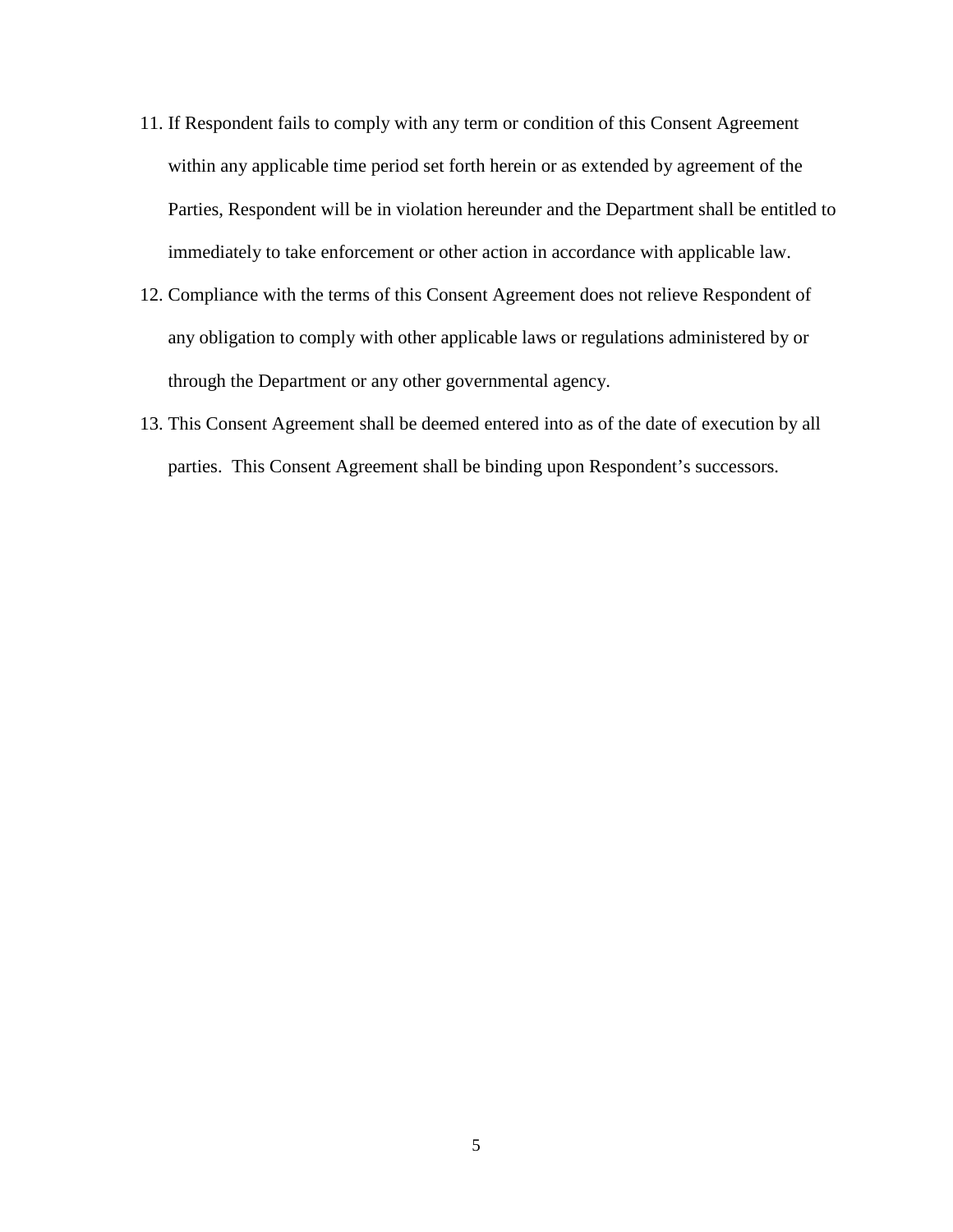11. If Respondent fails to comply with any term or condition of this Consent Agreement within any applicable time period set forth herein or as extended by agreement of the Parties, Respondent will be in violation hereunder and the Department shall be entitled to immediately to take enforcement or other action in accordance with applicable law.
12. Compliance with the terms of this Consent Agreement does not relieve Respondent of any obligation to comply with other applicable laws or regulations administered by or through the Department or any other governmental agency.
13. This Consent Agreement shall be deemed entered into as of the date of execution by all parties. This Consent Agreement shall be binding upon Respondent's successors.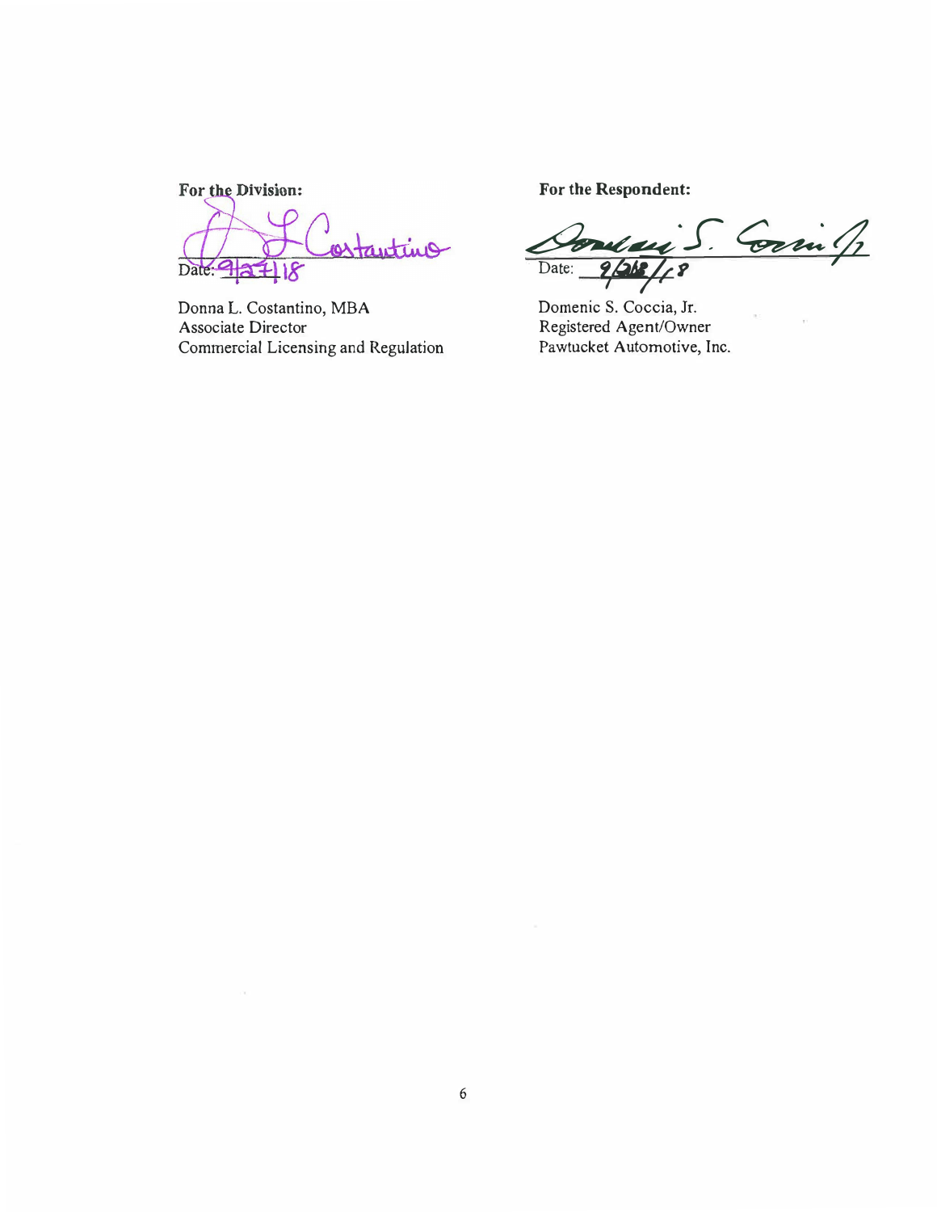**For the Division:**

Date: 9/27/18

Donna L. Costantino, MBA
Associate Director
Commercial Licensing and Regulation

**For the Respondent:**

Date: 9/28/18

Domenic S. Coccia, Jr.
Registered Agent/Owner
Pawtucket Automotive, Inc.